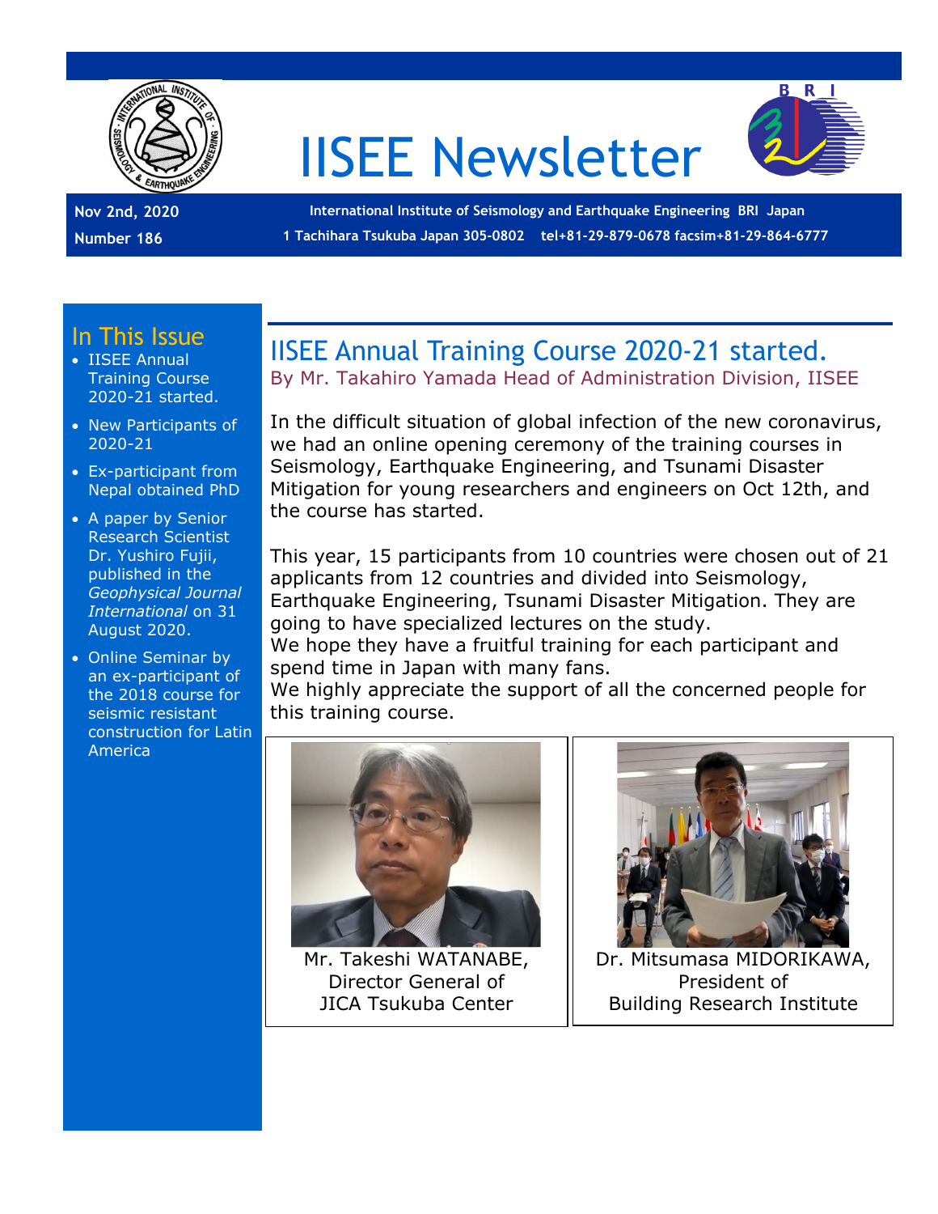# IISEE Newsletter

**Nov 2nd, 2020**
**Number 186**

**International Institute of Seismology and Earthquake Engineering BRI Japan**
**1 Tachihara Tsukuba Japan 305-0802 tel+81-29-879-0678 facsim+81-29-864-6777**

## In This Issue

- IISEE Annual Training Course 2020-21 started.
- New Participants of 2020-21
- Ex-participant from Nepal obtained PhD
- A paper by Senior Research Scientist Dr. Yushiro Fujii, published in the *Geophysical Journal International* on 31 August 2020.
- Online Seminar by an ex-participant of the 2018 course for seismic resistant construction for Latin America

## IISEE Annual Training Course 2020-21 started.

By Mr. Takahiro Yamada Head of Administration Division, IISEE

In the difficult situation of global infection of the new coronavirus, we had an online opening ceremony of the training courses in Seismology, Earthquake Engineering, and Tsunami Disaster Mitigation for young researchers and engineers on Oct 12th, and the course has started.

This year, 15 participants from 10 countries were chosen out of 21 applicants from 12 countries and divided into Seismology, Earthquake Engineering, Tsunami Disaster Mitigation. They are going to have specialized lectures on the study.
We hope they have a fruitful training for each participant and spend time in Japan with many fans.
We highly appreciate the support of all the concerned people for this training course.

Mr. Takeshi WATANABE, Director General of JICA Tsukuba Center

Dr. Mitsumasa MIDORIKAWA, President of Building Research Institute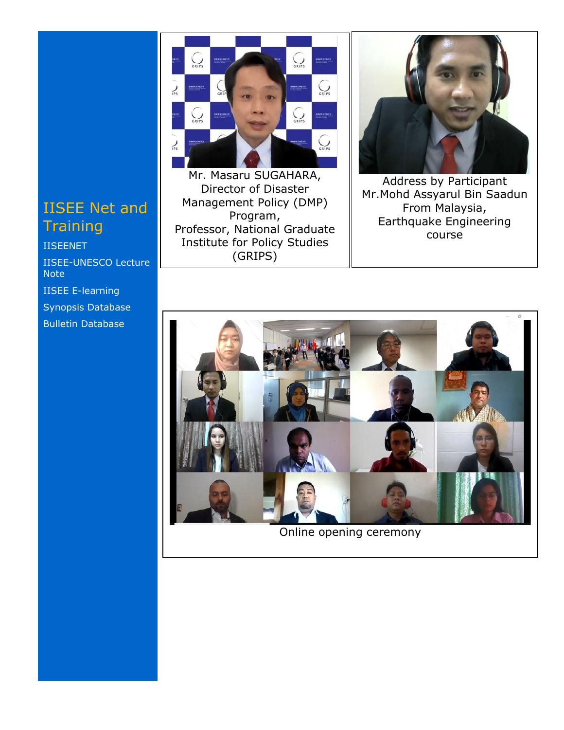## IISEE Net and Training

IISEENET

IISEE-UNESCO Lecture Note

IISEE E-learning

Synopsis Database

Bulletin Database

Mr. Masaru SUGAHARA, Director of Disaster Management Policy (DMP) Program, Professor, National Graduate Institute for Policy Studies (GRIPS)

Address by Participant Mr.Mohd Assyarul Bin Saadun From Malaysia, Earthquake Engineering course

Online opening ceremony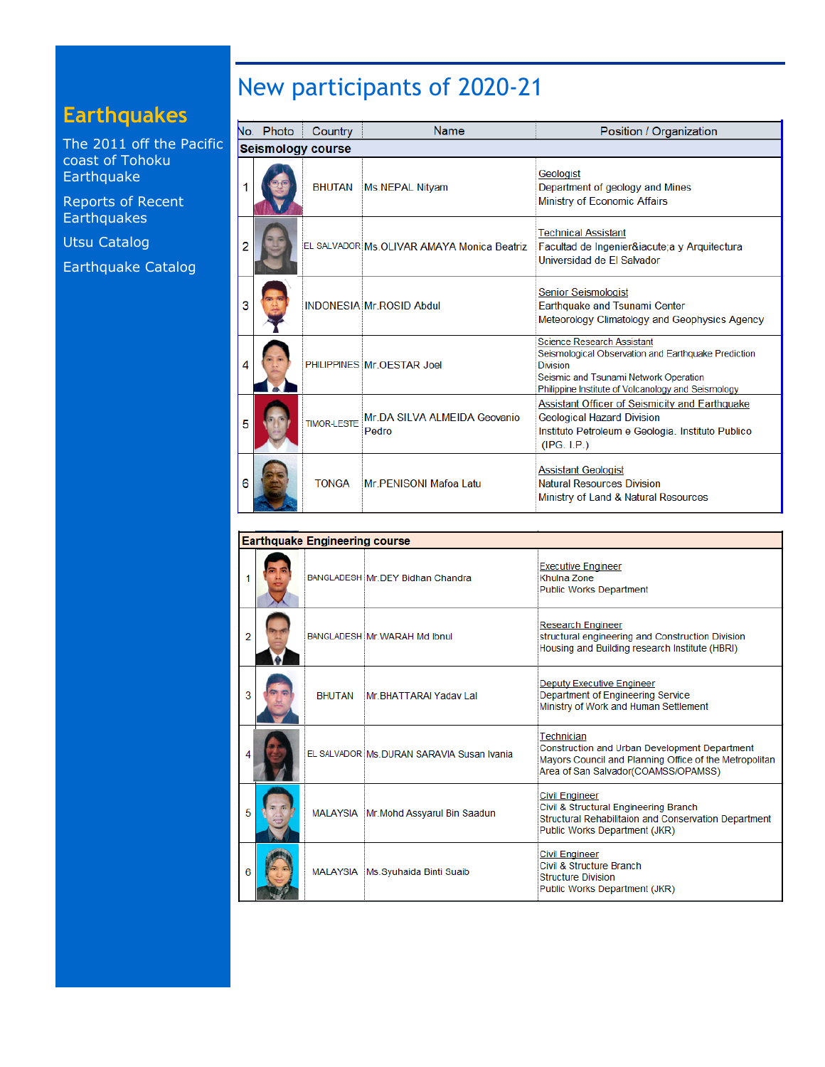**Earthquakes**

The 2011 off the Pacific coast of Tohoku Earthquake

Reports of Recent Earthquakes

Utsu Catalog

Earthquake Catalog

# New participants of 2020-21

| No. | Photo | Country | Name | Position / Organization |
|---|---|---|---|---|
| **Seismology course** | | | | |
| 1 | | BHUTAN | Ms.NEPAL Nityam | Geologist<br>Department of geology and Mines<br>Ministry of Economic Affairs |
| 2 | | EL SALVADOR | Ms.OLIVAR AMAYA Monica Beatriz | Technical Assistant<br>Facultad de Ingenier&iacute;a y Arquitectura<br>Universidad de El Salvador |
| 3 | | INDONESIA | Mr.ROSID Abdul | Senior Seismologist<br>Earthquake and Tsunami Center<br>Meteorology Climatology and Geophysics Agency |
| 4 | | PHILIPPINES | Mr.OESTAR Joel | Science Research Assistant<br>Seismological Observation and Earthquake Prediction Division<br>Seismic and Tsunami Network Operation<br>Philippine Institute of Volcanology and Seismology |
| 5 | | TIMOR-LESTE | Mr.DA SILVA ALMEIDA Geovanio Pedro | Assistant Officer of Seismicity and Earthquake<br>Geological Hazard Division<br>Instituto Petroleum e Geologia. Instituto Publico (IPG. I.P.) |
| 6 | | TONGA | Mr.PENISONI Mafoa Latu | Assistant Geologist<br>Natural Resources Division<br>Ministry of Land & Natural Resources |

| No. | Photo | Country | Name | Position / Organization |
|---|---|---|---|---|
| **Earthquake Engineering course** | | | | |
| 1 | | BANGLADESH | Mr.DEY Bidhan Chandra | Executive Engineer<br>Khulna Zone<br>Public Works Department |
| 2 | | BANGLADESH | Mr.WARAH Md Ibnul | Research Engineer<br>structural engineering and Construction Division<br>Housing and Building research Institute (HBRI) |
| 3 | | BHUTAN | Mr.BHATTARAI Yadav Lal | Deputy Executive Engineer<br>Department of Engineering Service<br>Ministry of Work and Human Settlement |
| 4 | | EL SALVADOR | Ms.DURAN SARAVIA Susan Ivania | Technician<br>Construction and Urban Development Department<br>Mayors Council and Planning Office of the Metropolitan Area of San Salvador(COAMSS/OPAMSS) |
| 5 | | MALAYSIA | Mr.Mohd Assyarul Bin Saadun | Civil Engineer<br>Civil & Structural Engineering Branch<br>Structural Rehabilitaion and Conservation Department<br>Public Works Department (JKR) |
| 6 | | MALAYSIA | Ms.Syuhaida Binti Suaib | Civil Engineer<br>Civil & Structure Branch<br>Structure Division<br>Public Works Department (JKR) |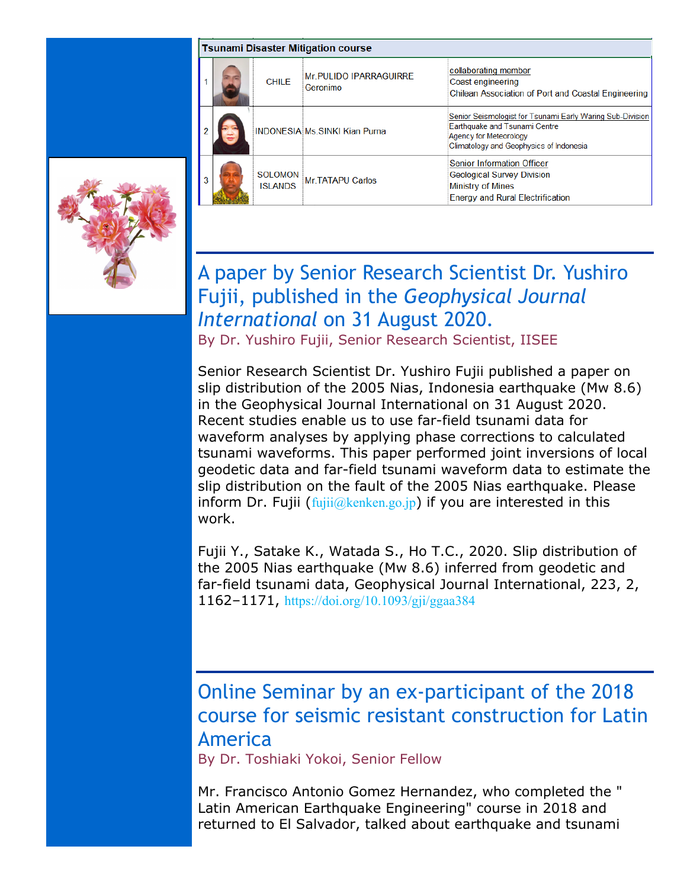| Tsunami Disaster Mitigation course | | | | |
|---|---|---|---|---|
| 1 | | CHILE | Mr.PULIDO IPARRAGUIRRE Geronimo | collaborating member<br>Coest engineering<br>Chilean Association of Port and Coastal Engineering |
| 2 | | INDONESIA | Ms.SINKI Kian Purna | Senior Seismologist for Tsunami Early Waring Sub-Division<br>Earthquake and Tsunami Centre<br>Agency for Meteorology<br>Climatology and Geophysics of Indonesia |
| 3 | | SOLOMON ISLANDS | Mr.TATAPU Carlos | Senior Information Officer<br>Geological Survey Division<br>Ministry of Mines<br>Energy and Rural Electrification |

## A paper by Senior Research Scientist Dr. Yushiro Fujii, published in the *Geophysical Journal International* on 31 August 2020.

By Dr. Yushiro Fujii, Senior Research Scientist, IISEE

Senior Research Scientist Dr. Yushiro Fujii published a paper on slip distribution of the 2005 Nias, Indonesia earthquake (Mw 8.6) in the Geophysical Journal International on 31 August 2020. Recent studies enable us to use far-field tsunami data for waveform analyses by applying phase corrections to calculated tsunami waveforms. This paper performed joint inversions of local geodetic data and far-field tsunami waveform data to estimate the slip distribution on the fault of the 2005 Nias earthquake. Please inform Dr. Fujii (fujii@kenken.go.jp) if you are interested in this work.

Fujii Y., Satake K., Watada S., Ho T.C., 2020. Slip distribution of the 2005 Nias earthquake (Mw 8.6) inferred from geodetic and far-field tsunami data, Geophysical Journal International, 223, 2, 1162–1171, https://doi.org/10.1093/gji/ggaa384

## Online Seminar by an ex-participant of the 2018 course for seismic resistant construction for Latin America

By Dr. Toshiaki Yokoi, Senior Fellow

Mr. Francisco Antonio Gomez Hernandez, who completed the " Latin American Earthquake Engineering" course in 2018 and returned to El Salvador, talked about earthquake and tsunami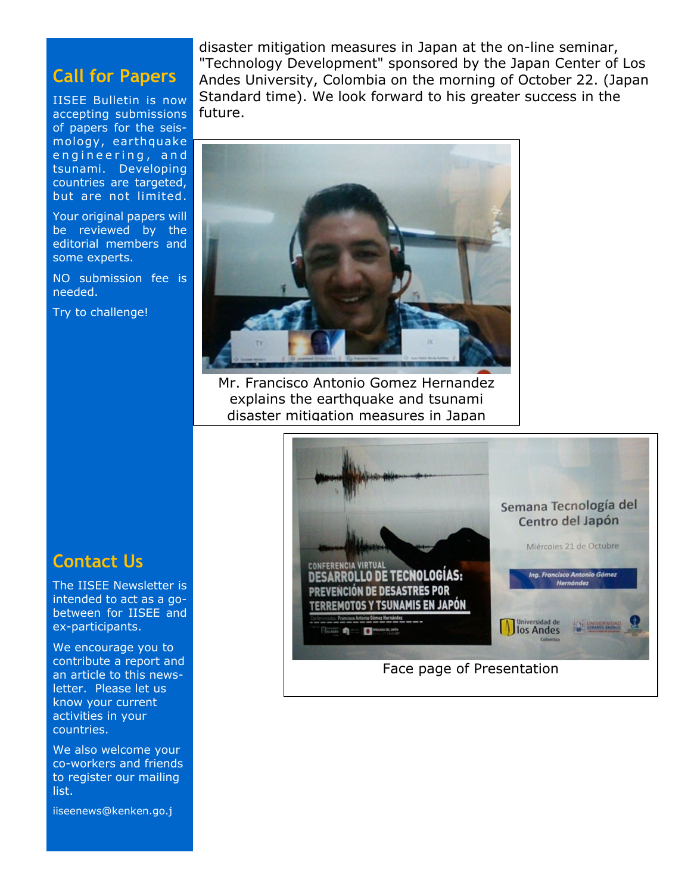disaster mitigation measures in Japan at the on-line seminar, "Technology Development" sponsored by the Japan Center of Los Andes University, Colombia on the morning of October 22. (Japan Standard time). We look forward to his greater success in the future.

Mr. Francisco Antonio Gomez Hernandez explains the earthquake and tsunami disaster mitigation measures in Japan

Face page of Presentation

## Call for Papers

IISEE Bulletin is now accepting submissions of papers for the seismology, earthquake engineering, and tsunami. Developing countries are targeted, but are not limited.

Your original papers will be reviewed by the editorial members and some experts.

NO submission fee is needed.

Try to challenge!

## Contact Us

The IISEE Newsletter is intended to act as a go-between for IISEE and ex-participants.

We encourage you to contribute a report and an article to this newsletter. Please let us know your current activities in your countries.

We also welcome your co-workers and friends to register our mailing list.

iiseenews@kenken.go.j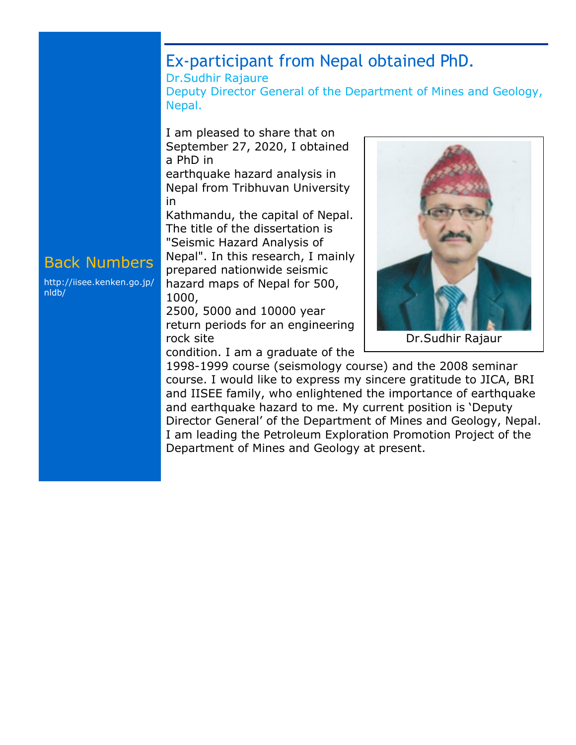## Back Numbers

http://iisee.kenken.go.jp/nldb/

# Ex-participant from Nepal obtained PhD.

Dr.Sudhir Rajaure

Deputy Director General of the Department of Mines and Geology, Nepal.

I am pleased to share that on September 27, 2020, I obtained a PhD in earthquake hazard analysis in Nepal from Tribhuvan University in Kathmandu, the capital of Nepal. The title of the dissertation is "Seismic Hazard Analysis of Nepal". In this research, I mainly prepared nationwide seismic hazard maps of Nepal for 500, 1000, 2500, 5000 and 10000 year return periods for an engineering rock site condition. I am a graduate of the 1998-1999 course (seismology course) and the 2008 seminar course. I would like to express my sincere gratitude to JICA, BRI and IISEE family, who enlightened the importance of earthquake and earthquake hazard to me. My current position is 'Deputy Director General' of the Department of Mines and Geology, Nepal. I am leading the Petroleum Exploration Promotion Project of the Department of Mines and Geology at present.

Dr.Sudhir Rajaur